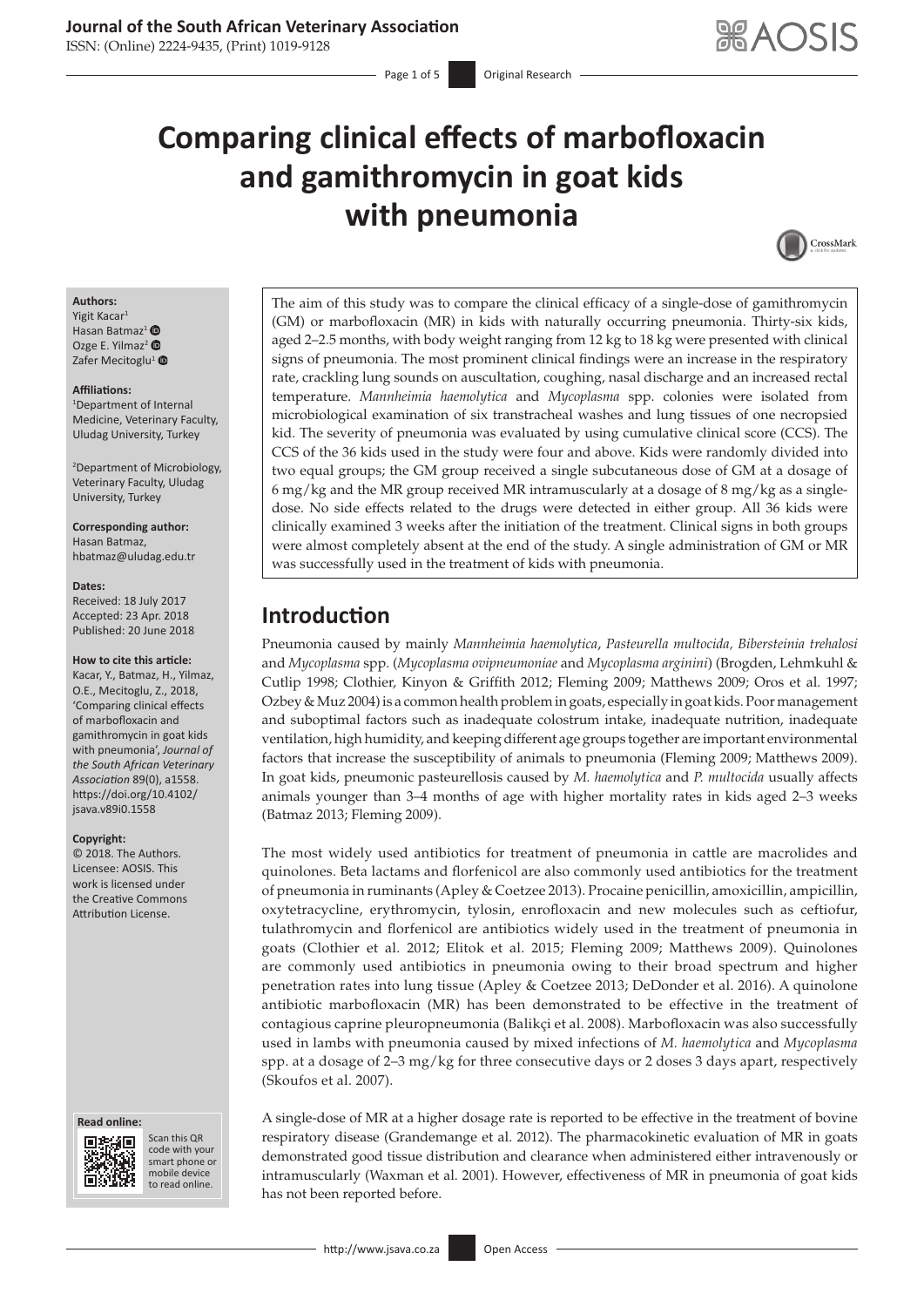# Comparing clinical effects of marbofloxacin and gamithromycin in goat kids with pneumonia

**Authors:**
Yigit Kacar[1]
Hasan Batmaz[1]
Ozge E. Yilmaz[2]
Zafer Mecitoglu[1]

**Affiliations:**
[1]Department of Internal Medicine, Veterinary Faculty, Uludag University, Turkey

[2]Department of Microbiology, Veterinary Faculty, Uludag University, Turkey

**Corresponding author:**
Hasan Batmaz,
hbatmaz@uludag.edu.tr

**Dates:**
Received: 18 July 2017
Accepted: 23 Apr. 2018
Published: 20 June 2018

**How to cite this article:**
Kacar, Y., Batmaz, H., Yilmaz, O.E., Mecitoglu, Z., 2018, 'Comparing clinical effects of marbofloxacin and gamithromycin in goat kids with pneumonia', *Journal of the South African Veterinary Association* 89(0), a1558. https://doi.org/10.4102/jsava.v89i0.1558

**Copyright:**
© 2018. The Authors. Licensee: AOSIS. This work is licensed under the Creative Commons Attribution License.

The aim of this study was to compare the clinical efficacy of a single-dose of gamithromycin (GM) or marbofloxacin (MR) in kids with naturally occurring pneumonia. Thirty-six kids, aged 2–2.5 months, with body weight ranging from 12 kg to 18 kg were presented with clinical signs of pneumonia. The most prominent clinical findings were an increase in the respiratory rate, crackling lung sounds on auscultation, coughing, nasal discharge and an increased rectal temperature. *Mannheimia haemolytica* and *Mycoplasma* spp. colonies were isolated from microbiological examination of six transtracheal washes and lung tissues of one necropsied kid. The severity of pneumonia was evaluated by using cumulative clinical score (CCS). The CCS of the 36 kids used in the study were four and above. Kids were randomly divided into two equal groups; the GM group received a single subcutaneous dose of GM at a dosage of 6 mg/kg and the MR group received MR intramuscularly at a dosage of 8 mg/kg as a single-dose. No side effects related to the drugs were detected in either group. All 36 kids were clinically examined 3 weeks after the initiation of the treatment. Clinical signs in both groups were almost completely absent at the end of the study. A single administration of GM or MR was successfully used in the treatment of kids with pneumonia.

## Introduction

Pneumonia caused by mainly *Mannheimia haemolytica*, *Pasteurella multocida*, *Bibersteinia trehalosi* and *Mycoplasma* spp. (*Mycoplasma ovipneumoniae* and *Mycoplasma arginini*) (Brogden, Lehmkuhl & Cutlip 1998; Clothier, Kinyon & Griffith 2012; Fleming 2009; Matthews 2009; Oros et al. 1997; Ozbey & Muz 2004) is a common health problem in goats, especially in goat kids. Poor management and suboptimal factors such as inadequate colostrum intake, inadequate nutrition, inadequate ventilation, high humidity, and keeping different age groups together are important environmental factors that increase the susceptibility of animals to pneumonia (Fleming 2009; Matthews 2009). In goat kids, pneumonic pasteurellosis caused by *M. haemolytica* and *P. multocida* usually affects animals younger than 3–4 months of age with higher mortality rates in kids aged 2–3 weeks (Batmaz 2013; Fleming 2009).

The most widely used antibiotics for treatment of pneumonia in cattle are macrolides and quinolones. Beta lactams and florfenicol are also commonly used antibiotics for the treatment of pneumonia in ruminants (Apley & Coetzee 2013). Procaine penicillin, amoxicillin, ampicillin, oxytetracycline, erythromycin, tylosin, enrofloxacin and new molecules such as ceftiofur, tulathromycin and florfenicol are antibiotics widely used in the treatment of pneumonia in goats (Clothier et al. 2012; Elitok et al. 2015; Fleming 2009; Matthews 2009). Quinolones are commonly used antibiotics in pneumonia owing to their broad spectrum and higher penetration rates into lung tissue (Apley & Coetzee 2013; DeDonder et al. 2016). A quinolone antibiotic marbofloxacin (MR) has been demonstrated to be effective in the treatment of contagious caprine pleuropneumonia (Balikçi et al. 2008). Marbofloxacin was also successfully used in lambs with pneumonia caused by mixed infections of *M. haemolytica* and *Mycoplasma* spp. at a dosage of 2–3 mg/kg for three consecutive days or 2 doses 3 days apart, respectively (Skoufos et al. 2007).

A single-dose of MR at a higher dosage rate is reported to be effective in the treatment of bovine respiratory disease (Grandemange et al. 2012). The pharmacokinetic evaluation of MR in goats demonstrated good tissue distribution and clearance when administered either intravenously or intramuscularly (Waxman et al. 2001). However, effectiveness of MR in pneumonia of goat kids has not been reported before.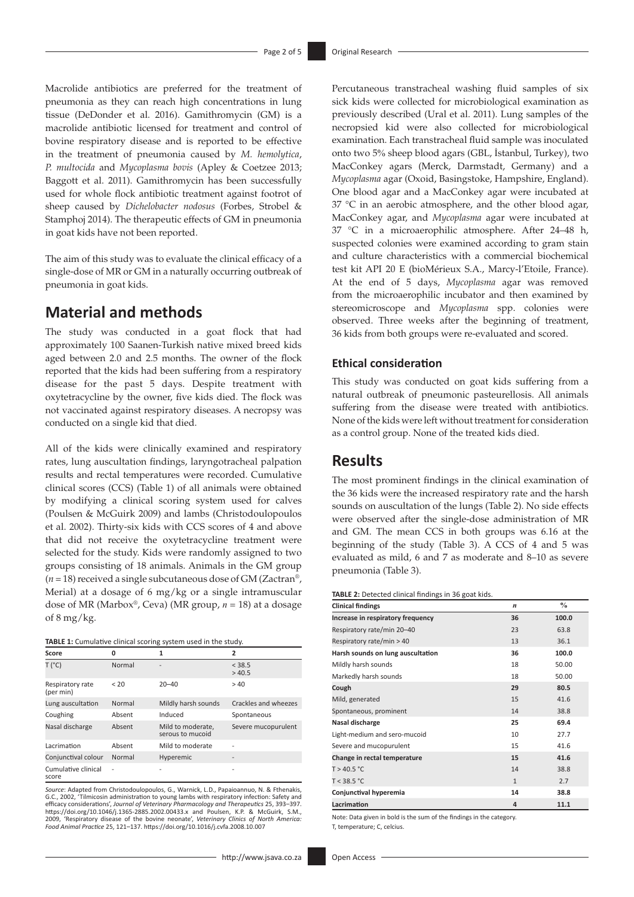Macrolide antibiotics are preferred for the treatment of pneumonia as they can reach high concentrations in lung tissue (DeDonder et al. 2016). Gamithromycin (GM) is a macrolide antibiotic licensed for treatment and control of bovine respiratory disease and is reported to be effective in the treatment of pneumonia caused by *M. hemolytica*, *P. multocida* and *Mycoplasma bovis* (Apley & Coetzee 2013; Baggott et al. 2011). Gamithromycin has been successfully used for whole flock antibiotic treatment against footrot of sheep caused by *Dichelobacter nodosus* (Forbes, Strobel & Stamphoj 2014). The therapeutic effects of GM in pneumonia in goat kids have not been reported.

The aim of this study was to evaluate the clinical efficacy of a single-dose of MR or GM in a naturally occurring outbreak of pneumonia in goat kids.

## Material and methods

The study was conducted in a goat flock that had approximately 100 Saanen-Turkish native mixed breed kids aged between 2.0 and 2.5 months. The owner of the flock reported that the kids had been suffering from a respiratory disease for the past 5 days. Despite treatment with oxytetracycline by the owner, five kids died. The flock was not vaccinated against respiratory diseases. A necropsy was conducted on a single kid that died.

All of the kids were clinically examined and respiratory rates, lung auscultation findings, laryngotracheal palpation results and rectal temperatures were recorded. Cumulative clinical scores (CCS) (Table 1) of all animals were obtained by modifying a clinical scoring system used for calves (Poulsen & McGuirk 2009) and lambs (Christodoulopoulos et al. 2002). Thirty-six kids with CCS scores of 4 and above that did not receive the oxytetracycline treatment were selected for the study. Kids were randomly assigned to two groups consisting of 18 animals. Animals in the GM group ($n = 18$) received a single subcutaneous dose of GM (Zactran®, Merial) at a dosage of 6 mg/kg or a single intramuscular dose of MR (Marbox®, Ceva) (MR group, $n = 18$) at a dosage of 8 mg/kg.

**TABLE 1:** Cumulative clinical scoring system used in the study.

| Score | 0 | 1 | 2 |
|---|---|---|---|
| T (°C) | Normal | - | < 38.5<br>> 40.5 |
| Respiratory rate (per min) | < 20 | 20–40 | > 40 |
| Lung auscultation | Normal | Mildly harsh sounds | Crackles and wheezes |
| Coughing | Absent | Induced | Spontaneous |
| Nasal discharge | Absent | Mild to moderate, serous to mucoid | Severe mucopurulent |
| Lacrimation | Absent | Mild to moderate | - |
| Conjunctival colour | Normal | Hyperemic | - |
| Cumulative clinical score | - | - | - |

*Source*: Adapted from Christodoulopoulos, G., Warnick, L.D., Papaioannuo, N. & Fthenakis, G.C., 2002, 'Tilmicosin administration to young lambs with respiratory infection: Safety and efficacy considerations', *Journal of Veterinary Pharmacology and Therapeutics* 25, 393–397. https://doi.org/10.1046/j.1365-2885.2002.00433.x and Poulsen, K.P. & McGuirk, S.M., 2009, 'Respiratory disease of the bovine neonate', *Veterinary Clinics of North America: Food Animal Practice* 25, 121–137. https://doi.org/10.1016/j.cvfa.2008.10.007

Percutaneous transtracheal washing fluid samples of six sick kids were collected for microbiological examination as previously described (Ural et al. 2011). Lung samples of the necropsied kid were also collected for microbiological examination. Each transtracheal fluid sample was inoculated onto two 5% sheep blood agars (GBL, İstanbul, Turkey), two MacConkey agars (Merck, Darmstadt, Germany) and a *Mycoplasma* agar (Oxoid, Basingstoke, Hampshire, England). One blood agar and a MacConkey agar were incubated at 37 °C in an aerobic atmosphere, and the other blood agar, MacConkey agar, and *Mycoplasma* agar were incubated at 37 °C in a microaerophilic atmosphere. After 24–48 h, suspected colonies were examined according to gram stain and culture characteristics with a commercial biochemical test kit API 20 E (bioMérieux S.A., Marcy-l'Etoile, France). At the end of 5 days, *Mycoplasma* agar was removed from the microaerophilic incubator and then examined by stereomicroscope and *Mycoplasma* spp. colonies were observed. Three weeks after the beginning of treatment, 36 kids from both groups were re-evaluated and scored.

### Ethical consideration

This study was conducted on goat kids suffering from a natural outbreak of pneumonic pasteurellosis. All animals suffering from the disease were treated with antibiotics. None of the kids were left without treatment for consideration as a control group. None of the treated kids died.

## Results

The most prominent findings in the clinical examination of the 36 kids were the increased respiratory rate and the harsh sounds on auscultation of the lungs (Table 2). No side effects were observed after the single-dose administration of MR and GM. The mean CCS in both groups was 6.16 at the beginning of the study (Table 3). A CCS of 4 and 5 was evaluated as mild, 6 and 7 as moderate and 8–10 as severe pneumonia (Table 3).

**TABLE 2:** Detected clinical findings in 36 goat kids.

| Clinical findings | *n* | % |
|---|---|---|
| **Increase in respiratory frequency** | **36** | **100.0** |
| Respiratory rate/min 20–40 | 23 | 63.8 |
| Respiratory rate/min > 40 | 13 | 36.1 |
| **Harsh sounds on lung auscultation** | **36** | **100.0** |
| Mildly harsh sounds | 18 | 50.00 |
| Markedly harsh sounds | 18 | 50.00 |
| **Cough** | **29** | **80.5** |
| Mild, generated | 15 | 41.6 |
| Spontaneous, prominent | 14 | 38.8 |
| **Nasal discharge** | **25** | **69.4** |
| Light-medium and sero-mucoid | 10 | 27.7 |
| Severe and mucopurulent | 15 | 41.6 |
| **Change in rectal temperature** | **15** | **41.6** |
| T > 40.5 °C | 14 | 38.8 |
| T < 38.5 °C | 1 | 2.7 |
| **Conjunctival hyperemia** | **14** | **38.8** |
| **Lacrimation** | **4** | **11.1** |

Note: Data given in bold is the sum of the findings in the category.

T, temperature; C, celcius.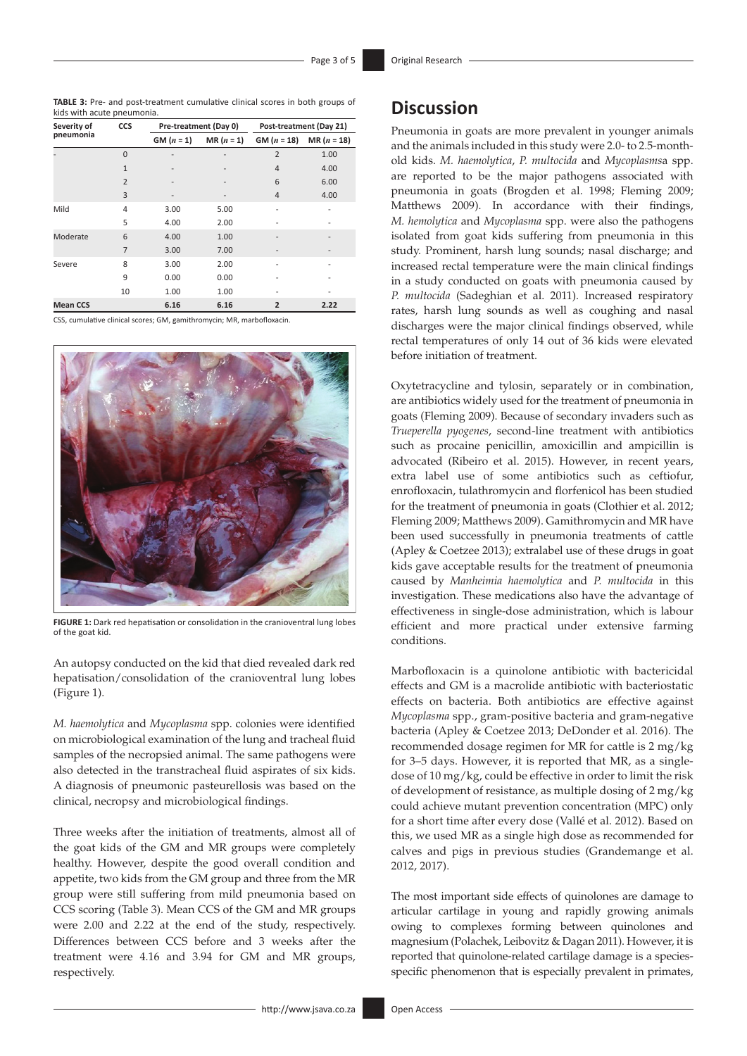**TABLE 3:** Pre- and post-treatment cumulative clinical scores in both groups of kids with acute pneumonia.

| Severity of pneumonia | CCS | Pre-treatment (Day 0) | | Post-treatment (Day 21) | |
|---|---|---|---|---|---|
| | | GM (*n* = 1) | MR (*n* = 1) | GM (*n* = 18) | MR (*n* = 18) |
| - | 0 | - | - | 2 | 1.00 |
| | 1 | - | - | 4 | 4.00 |
| | 2 | - | - | 6 | 6.00 |
| | 3 | - | - | 4 | 4.00 |
| Mild | 4 | 3.00 | 5.00 | - | - |
| | 5 | 4.00 | 2.00 | - | - |
| Moderate | 6 | 4.00 | 1.00 | - | - |
| | 7 | 3.00 | 7.00 | - | - |
| Severe | 8 | 3.00 | 2.00 | - | - |
| | 9 | 0.00 | 0.00 | - | - |
| | 10 | 1.00 | 1.00 | - | - |
| **Mean CCS** | | **6.16** | **6.16** | **2** | **2.22** |

CSS, cumulative clinical scores; GM, gamithromycin; MR, marbofloxacin.

**FIGURE 1:** Dark red hepatisation or consolidation in the cranioventral lung lobes of the goat kid.

An autopsy conducted on the kid that died revealed dark red hepatisation/consolidation of the cranioventral lung lobes (Figure 1).

*M. haemolytica* and *Mycoplasma* spp. colonies were identified on microbiological examination of the lung and tracheal fluid samples of the necropsied animal. The same pathogens were also detected in the transtracheal fluid aspirates of six kids. A diagnosis of pneumonic pasteurellosis was based on the clinical, necropsy and microbiological findings.

Three weeks after the initiation of treatments, almost all of the goat kids of the GM and MR groups were completely healthy. However, despite the good overall condition and appetite, two kids from the GM group and three from the MR group were still suffering from mild pneumonia based on CCS scoring (Table 3). Mean CCS of the GM and MR groups were 2.00 and 2.22 at the end of the study, respectively. Differences between CCS before and 3 weeks after the treatment were 4.16 and 3.94 for GM and MR groups, respectively.

## Discussion

Pneumonia in goats are more prevalent in younger animals and the animals included in this study were 2.0- to 2.5-month-old kids. *M. haemolytica*, *P. multocida* and *Mycoplasms*a spp. are reported to be the major pathogens associated with pneumonia in goats (Brogden et al. 1998; Fleming 2009; Matthews 2009). In accordance with their findings, *M. hemolytica* and *Mycoplasma* spp. were also the pathogens isolated from goat kids suffering from pneumonia in this study. Prominent, harsh lung sounds; nasal discharge; and increased rectal temperature were the main clinical findings in a study conducted on goats with pneumonia caused by *P. multocida* (Sadeghian et al. 2011). Increased respiratory rates, harsh lung sounds as well as coughing and nasal discharges were the major clinical findings observed, while rectal temperatures of only 14 out of 36 kids were elevated before initiation of treatment.

Oxytetracycline and tylosin, separately or in combination, are antibiotics widely used for the treatment of pneumonia in goats (Fleming 2009). Because of secondary invaders such as *Trueperella pyogenes*, second-line treatment with antibiotics such as procaine penicillin, amoxicillin and ampicillin is advocated (Ribeiro et al. 2015). However, in recent years, extra label use of some antibiotics such as ceftiofur, enrofloxacin, tulathromycin and florfenicol has been studied for the treatment of pneumonia in goats (Clothier et al. 2012; Fleming 2009; Matthews 2009). Gamithromycin and MR have been used successfully in pneumonia treatments of cattle (Apley & Coetzee 2013); extralabel use of these drugs in goat kids gave acceptable results for the treatment of pneumonia caused by *Manheimia haemolytica* and *P. multocida* in this investigation. These medications also have the advantage of effectiveness in single-dose administration, which is labour efficient and more practical under extensive farming conditions.

Marbofloxacin is a quinolone antibiotic with bactericidal effects and GM is a macrolide antibiotic with bacteriostatic effects on bacteria. Both antibiotics are effective against *Mycoplasma* spp., gram-positive bacteria and gram-negative bacteria (Apley & Coetzee 2013; DeDonder et al. 2016). The recommended dosage regimen for MR for cattle is 2 mg/kg for 3–5 days. However, it is reported that MR, as a single-dose of 10 mg/kg, could be effective in order to limit the risk of development of resistance, as multiple dosing of 2 mg/kg could achieve mutant prevention concentration (MPC) only for a short time after every dose (Vallé et al. 2012). Based on this, we used MR as a single high dose as recommended for calves and pigs in previous studies (Grandemange et al. 2012, 2017).

The most important side effects of quinolones are damage to articular cartilage in young and rapidly growing animals owing to complexes forming between quinolones and magnesium (Polachek, Leibovitz & Dagan 2011). However, it is reported that quinolone-related cartilage damage is a species-specific phenomenon that is especially prevalent in primates,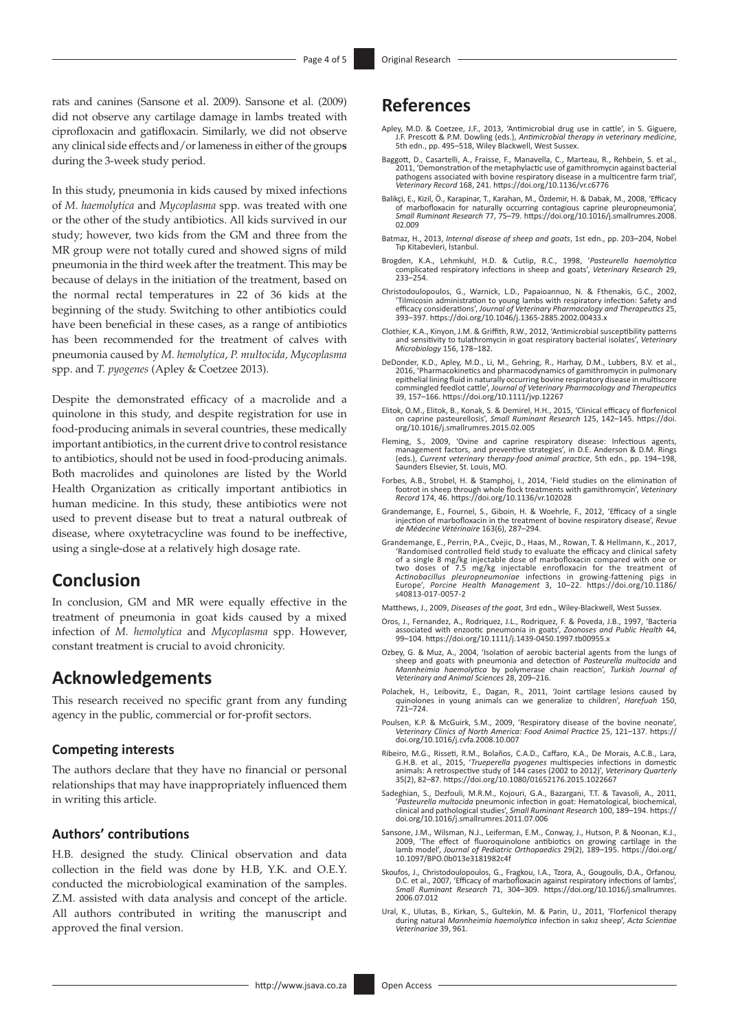rats and canines (Sansone et al. 2009). Sansone et al. (2009) did not observe any cartilage damage in lambs treated with ciprofloxacin and gatifloxacin. Similarly, we did not observe any clinical side effects and/or lameness in either of the group**s** during the 3-week study period.

In this study, pneumonia in kids caused by mixed infections of *M. haemolytica* and *Mycoplasma* spp. was treated with one or the other of the study antibiotics. All kids survived in our study; however, two kids from the GM and three from the MR group were not totally cured and showed signs of mild pneumonia in the third week after the treatment. This may be because of delays in the initiation of the treatment, based on the normal rectal temperatures in 22 of 36 kids at the beginning of the study. Switching to other antibiotics could have been beneficial in these cases, as a range of antibiotics has been recommended for the treatment of calves with pneumonia caused by *M. hemolytica*, *P. multocida*, *Mycoplasma* spp. and *T. pyogenes* (Apley & Coetzee 2013).

Despite the demonstrated efficacy of a macrolide and a quinolone in this study, and despite registration for use in food-producing animals in several countries, these medically important antibiotics, in the current drive to control resistance to antibiotics, should not be used in food-producing animals. Both macrolides and quinolones are listed by the World Health Organization as critically important antibiotics in human medicine. In this study, these antibiotics were not used to prevent disease but to treat a natural outbreak of disease, where oxytetracycline was found to be ineffective, using a single-dose at a relatively high dosage rate.

## Conclusion

In conclusion, GM and MR were equally effective in the treatment of pneumonia in goat kids caused by a mixed infection of *M. hemolytica* and *Mycoplasma* spp. However, constant treatment is crucial to avoid chronicity.

## Acknowledgements

This research received no specific grant from any funding agency in the public, commercial or for-profit sectors.

### Competing interests

The authors declare that they have no financial or personal relationships that may have inappropriately influenced them in writing this article.

### Authors' contributions

H.B. designed the study. Clinical observation and data collection in the field was done by H.B, Y.K. and O.E.Y. conducted the microbiological examination of the samples. Z.M. assisted with data analysis and concept of the article. All authors contributed in writing the manuscript and approved the final version.

## References

Apley, M.D. & Coetzee, J.F., 2013, 'Antimicrobial drug use in cattle', in S. Giguere, J.F. Prescott & P.M. Dowling (eds.), *Antimicrobial therapy in veterinary medicine*, 5th edn., pp. 495–518, Wiley Blackwell, West Sussex.

Baggott, D., Casartelli, A., Fraisse, F., Manavella, C., Marteau, R., Rehbein, S. et al., 2011, 'Demonstration of the metaphylactic use of gamithromycin against bacterial pathogens associated with bovine respiratory disease in a multicentre farm trial', *Veterinary Record* 168, 241. https://doi.org/10.1136/vr.c6776

Balikçi, E., Kizil, Ö., Karapinar, T., Karahan, M., Özdemir, H. & Dabak, M., 2008, 'Efficacy of marbofloxacin for naturally occurring contagious caprine pleuropneumonia', *Small Ruminant Research* 77, 75–79. https://doi.org/10.1016/j.smallrumres.2008.02.009

Batmaz, H., 2013, *Internal disease of sheep and goats*, 1st edn., pp. 203–204, Nobel Tıp Kitabevleri, İstanbul.

Brogden, K.A., Lehmkuhl, H.D. & Cutlip, R.C., 1998, '*Pasteurella haemolytica* complicated respiratory infections in sheep and goats', *Veterinary Research* 29, 233–254.

Christodoulopoulos, G., Warnick, L.D., Papaioannuo, N. & Fthenakis, G.C., 2002, 'Tilmicosin administration to young lambs with respiratory infection: Safety and efficacy considerations', *Journal of Veterinary Pharmacology and Therapeutics* 25, 393–397. https://doi.org/10.1046/j.1365-2885.2002.00433.x

Clothier, K.A., Kinyon, J.M. & Griffith, R.W., 2012, 'Antimicrobial susceptibility patterns and sensitivity to tulathromycin in goat respiratory bacterial isolates', *Veterinary Microbiology* 156, 178–182.

DeDonder, K.D., Apley, M.D., Li, M., Gehring, R., Harhay, D.M., Lubbers, B.V. et al., 2016, 'Pharmacokinetics and pharmacodynamics of gamithromycin in pulmonary epithelial lining fluid in naturally occurring bovine respiratory disease in multiscore commingled feedlot cattle', *Journal of Veterinary Pharmacology and Therapeutics* 39, 157–166. https://doi.org/10.1111/jvp.12267

Elitok, O.M., Elitok, B., Konak, S. & Demirel, H.H., 2015, 'Clinical efficacy of florfenicol on caprine pasteurellosis', *Small Ruminant Research* 125, 142–145. https://doi.org/10.1016/j.smallrumres.2015.02.005

Fleming, S., 2009, 'Ovine and caprine respiratory disease: Infectious agents, management factors, and preventive strategies', in D.E. Anderson & D.M. Rings (eds.), *Current veterinary therapy-food animal practice*, 5th edn., pp. 194–198, Saunders Elsevier, St. Louis, MO.

Forbes, A.B., Strobel, H. & Stamphoj, I., 2014, 'Field studies on the elimination of footrot in sheep through whole flock treatments with gamithromycin', *Veterinary Record* 174, 46. https://doi.org/10.1136/vr.102028

Grandemange, E., Fournel, S., Giboin, H. & Woehrle, F., 2012, 'Efficacy of a single injection of marbofloxacin in the treatment of bovine respiratory disease', *Revue de Médecine Vétérinaire* 163(6), 287–294.

Grandemange, E., Perrin, P.A., Cvejic, D., Haas, M., Rowan, T. & Hellmann, K., 2017, 'Randomised controlled field study to evaluate the efficacy and clinical safety of a single 8 mg/kg injectable dose of marbofloxacin compared with one or two doses of 7.5 mg/kg injectable enrofloxacin for the treatment of *Actinobacillus pleuropneumoniae* infections in growing-fattening pigs in Europe', *Porcine Health Management* 3, 10–22. https://doi.org/10.1186/s40813-017-0057-2

Matthews, J., 2009, *Diseases of the goat*, 3rd edn., Wiley-Blackwell, West Sussex.

Oros, J., Fernandez, A., Rodriquez, J.L., Rodriquez, F. & Poveda, J.B., 1997, 'Bacteria associated with enzootic pneumonia in goats', *Zoonoses and Public Health* 44, 99–104. https://doi.org/10.1111/j.1439-0450.1997.tb00955.x

Ozbey, G. & Muz, A., 2004, 'Isolation of aerobic bacterial agents from the lungs of sheep and goats with pneumonia and detection of *Pasteurella multocida* and *Mannheimia haemolytica* by polymerase chain reaction', *Turkish Journal of Veterinary and Animal Sciences* 28, 209–216.

Polachek, H., Leibovitz, E., Dagan, R., 2011, 'Joint cartilage lesions caused by quinolones in young animals can we generalize to children', *Harefuah* 150, 721–724.

Poulsen, K.P. & McGuirk, S.M., 2009, 'Respiratory disease of the bovine neonate', *Veterinary Clinics of North America: Food Animal Practice* 25, 121–137. https://doi.org/10.1016/j.cvfa.2008.10.007

Ribeiro, M.G., Risseti, R.M., Bolaños, C.A.D., Caffaro, K.A., De Morais, A.C.B., Lara, G.H.B. et al., 2015, '*Trueperella pyogenes* multispecies infections in domestic animals: A retrospective study of 144 cases (2002 to 2012)', *Veterinary Quarterly* 35(2), 82–87. https://doi.org/10.1080/01652176.2015.1022667

Sadeghian, S., Dezfouli, M.R.M., Kojouri, G.A., Bazargani, T.T. & Tavasoli, A., 2011, '*Pasteurella multocida* pneumonic infection in goat: Hematological, biochemical, clinical and pathological studies', *Small Ruminant Research* 100, 189–194. https://doi.org/10.1016/j.smallrumres.2011.07.006

Sansone, J.M., Wilsman, N.J., Leiferman, E.M., Conway, J., Hutson, P. & Noonan, K.J., 2009, 'The effect of fluoroquinolone antibiotics on growing cartilage in the lamb model', *Journal of Pediatric Orthopaedics* 29(2), 189–195. https://doi.org/10.1097/BPO.0b013e3181982c4f

Skoufos, J., Christodoulopoulos, G., Fragkou, I.A., Tzora, A., Gougoulis, D.A., Orfanou, D.C. et al., 2007, 'Efficacy of marbofloxacin against respiratory infections of lambs', *Small Ruminant Research* 71, 304–309. https://doi.org/10.1016/j.smallrumres.2006.07.012

Ural, K., Ulutas, B., Kirkan, S., Gultekin, M. & Parin, U., 2011, 'Florfenicol therapy during natural *Mannheimia haemolytica* infection in sakız sheep', *Acta Scientiae Veterinariae* 39, 961.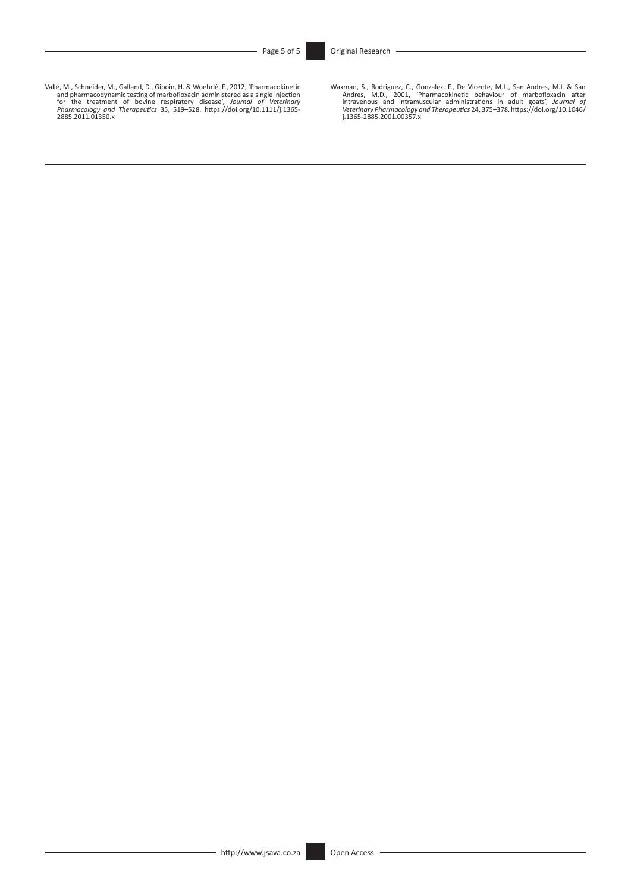Vallé, M., Schneider, M., Galland, D., Giboin, H. & Woehrlé, F., 2012, 'Pharmacokinetic and pharmacodynamic testing of marbofloxacin administered as a single injection for the treatment of bovine respiratory disease', *Journal of Veterinary Pharmacology and Therapeutics* 35, 519–528. https://doi.org/10.1111/j.1365-2885.2011.01350.x

Waxman, S., Rodriguez, C., Gonzalez, F., De Vicente, M.L., San Andres, M.I. & San Andres, M.D., 2001, 'Pharmacokinetic behaviour of marbofloxacin after intravenous and intramuscular administrations in adult goats', *Journal of Veterinary Pharmacology and Therapeutics* 24, 375–378. https://doi.org/10.1046/j.1365-2885.2001.00357.x